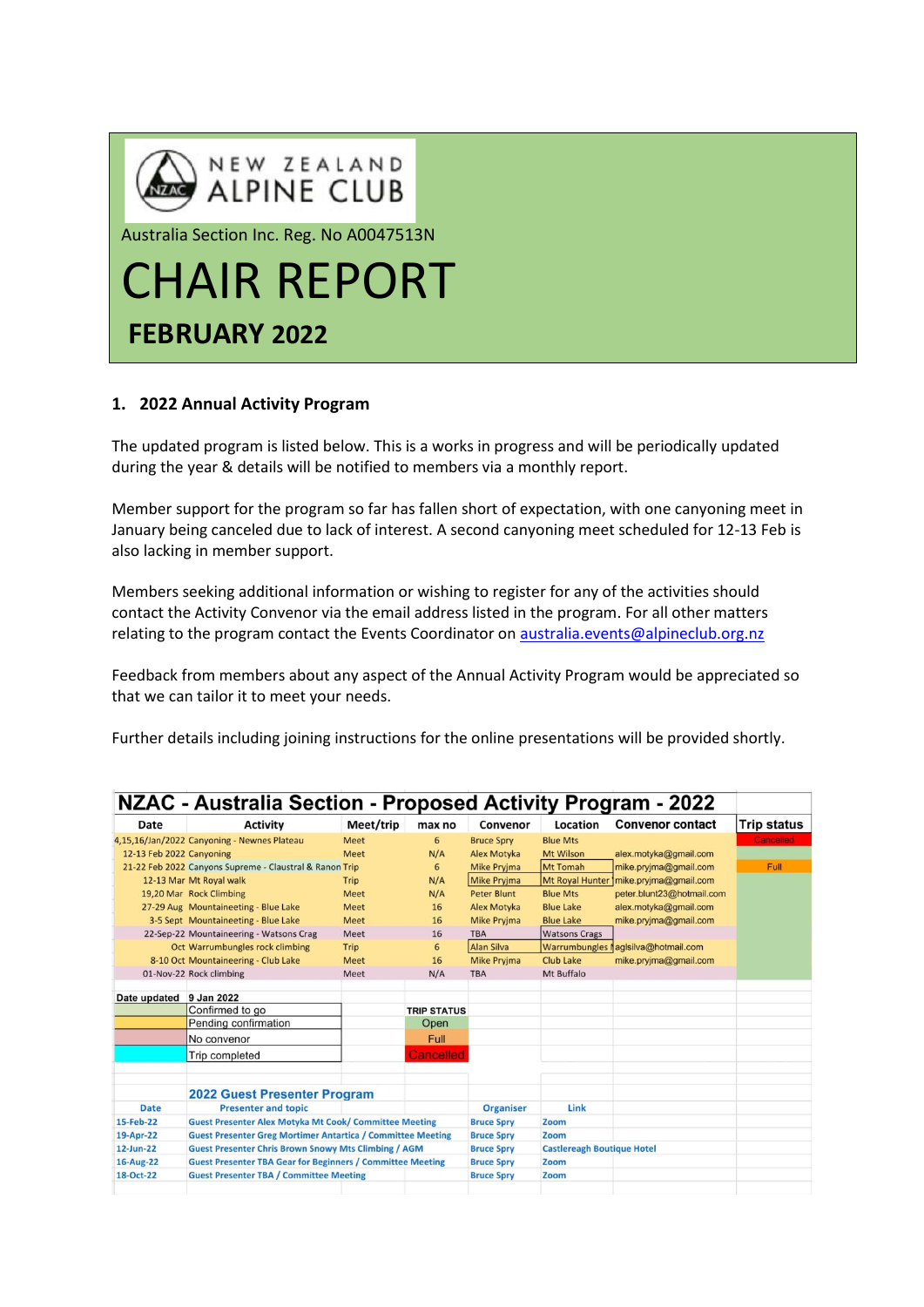NEW ZEALAND ALPINE CLUB

Australia Section Inc. Reg. No A0047513N

# CHAIR REPORT

## FEBRUARY 2022

### 1. 2022 Annual Activity Program

The updated program is listed below. This is a works in progress and will be periodically updated during the year & details will be notified to members via a monthly report.

Member support for the program so far has fallen short of expectation, with one canyoning meet in January being canceled due to lack of interest. A second canyoning meet scheduled for 12-13 Feb is also lacking in member support.

Members seeking additional information or wishing to register for any of the activities should contact the Activity Convenor via the email address listed in the program. For all other matters relating to the program contact the Events Coordinator on australia.events@alpineclub.org.nz

Feedback from members about any aspect of the Annual Activity Program would be appreciated so that we can tailor it to meet your needs.

Further details including joining instructions for the online presentations will be provided shortly.

**NZAC - Australia Section - Proposed Activity Program - 2022**

| Date | Activity | Meet/trip | max no | Convenor | Location | Convenor contact | Trip status |
|---|---|---|---|---|---|---|---|
| 4,15,16/Jan/2022 | Canyoning - Newnes Plateau | Meet | 6 | Bruce Spry | Blue Mts | | Cancelled |
| 12-13 Feb 2022 | Canyoning | Meet | N/A | Alex Motyka | Mt Wilson | alex.motyka@gmail.com | |
| 21-22 Feb 2022 | Canyons Supreme - Claustral & Ranon | Trip | 6 | Mike Pryjma | Mt Tomah | mike.pryjma@gmail.com | Full |
| 12-13 Mar | Mt Royal walk | Trip | N/A | Mike Pryjma | Mt Royal Hunter | mike.pryjma@gmail.com | |
| 19,20 Mar | Rock Climbing | Meet | N/A | Peter Blunt | Blue Mts | peter.blunt23@hotmail.com | |
| 27-29 Aug | Mountaineering - Blue Lake | Meet | 16 | Alex Motyka | Blue Lake | alex.motyka@gmail.com | |
| 3-5 Sept | Mountaineering - Blue Lake | Meet | 16 | Mike Pryjma | Blue Lake | mike.pryjma@gmail.com | |
| 22-Sep-22 | Mountaineering - Watsons Crag | Meet | 16 | TBA | Watsons Crags | | |
| Oct | Warrumbungles rock climbing | Trip | 6 | Alan Silva | Warrumbungles | aglsilva@hotmail.com | |
| 8-10 Oct | Mountaineering - Club Lake | Meet | 16 | Mike Pryjma | Club Lake | mike.pryjma@gmail.com | |
| 01-Nov-22 | Rock climbing | Meet | N/A | TBA | Mt Buffalo | | |

Date updated: 9 Jan 2022

| Colour key | | TRIP STATUS |
|---|---|---|
| | Confirmed to go | Open |
| | Pending confirmation | Full |
| | No convenor | Cancelled |
| | Trip completed | |

**2022 Guest Presenter Program**

| Date | Presenter and topic | Organiser | Link |
|---|---|---|---|
| 15-Feb-22 | Guest Presenter Alex Motyka Mt Cook/ Committee Meeting | Bruce Spry | Zoom |
| 19-Apr-22 | Guest Presenter Greg Mortimer Antartica / Committee Meeting | Bruce Spry | Zoom |
| 12-Jun-22 | Guest Presenter Chris Brown Snowy Mts Climbing / AGM | Bruce Spry | Castlereagh Boutique Hotel |
| 16-Aug-22 | Guest Presenter TBA Gear for Beginners / Committee Meeting | Bruce Spry | Zoom |
| 18-Oct-22 | Guest Presenter TBA / Committee Meeting | Bruce Spry | Zoom |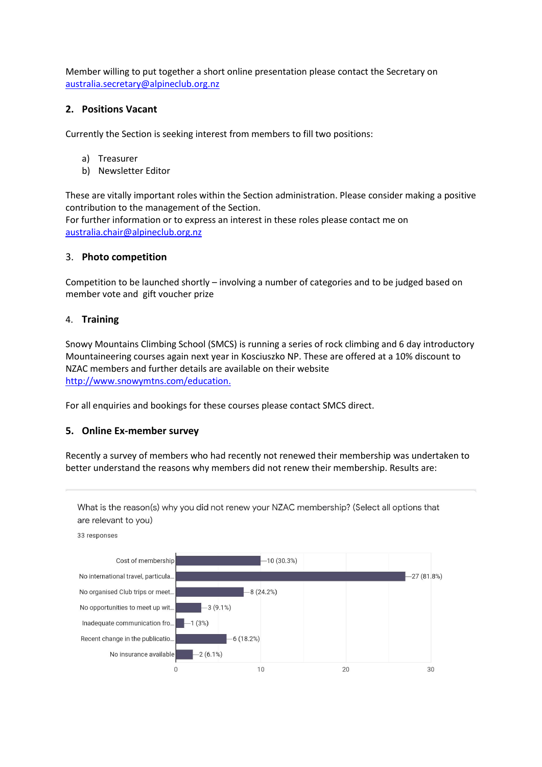Member willing to put together a short online presentation please contact the Secretary on [australia.secretary@alpineclub.org.nz](mailto:australia.secretary@alpineclub.org.nz)

## 2. Positions Vacant

Currently the Section is seeking interest from members to fill two positions:

a) Treasurer
b) Newsletter Editor

These are vitally important roles within the Section administration. Please consider making a positive contribution to the management of the Section.
For further information or to express an interest in these roles please contact me on [australia.chair@alpineclub.org.nz](mailto:australia.chair@alpineclub.org.nz)

## 3. Photo competition

Competition to be launched shortly – involving a number of categories and to be judged based on member vote and gift voucher prize

## 4. Training

Snowy Mountains Climbing School (SMCS) is running a series of rock climbing and 6 day introductory Mountaineering courses again next year in Kosciuszko NP. These are offered at a 10% discount to NZAC members and further details are available on their website [http://www.snowymtns.com/education.](http://www.snowymtns.com/education)

For all enquiries and bookings for these courses please contact SMCS direct.

## 5. Online Ex-member survey

Recently a survey of members who had recently not renewed their membership was undertaken to better understand the reasons why members did not renew their membership. Results are:

What is the reason(s) why you did not renew your NZAC membership? (Select all options that are relevant to you)

33 responses

| Reason | Responses |
| --- | --- |
| Cost of membership | 10 (30.3%) |
| No international travel, particula... | 27 (81.8%) |
| No organised Club trips or meet... | 8 (24.2%) |
| No opportunities to meet up wit... | 3 (9.1%) |
| Inadequate communication fro... | 1 (3%) |
| Recent change in the publicatio... | 6 (18.2%) |
| No insurance available | 2 (6.1%) |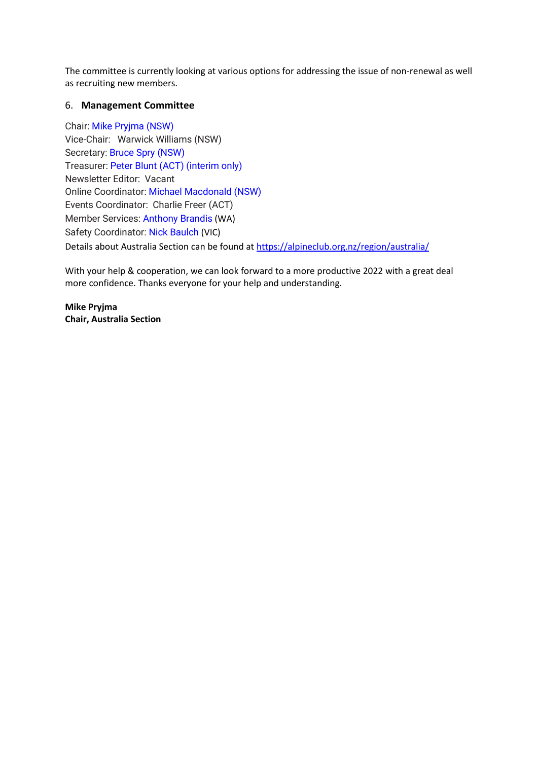The committee is currently looking at various options for addressing the issue of non-renewal as well as recruiting new members.

## 6. **Management Committee**

Chair: Mike Pryjma (NSW)
Vice-Chair: Warwick Williams (NSW)
Secretary: Bruce Spry (NSW)
Treasurer: Peter Blunt (ACT) (interim only)
Newsletter Editor: Vacant
Online Coordinator: Michael Macdonald (NSW)
Events Coordinator: Charlie Freer (ACT)
Member Services: Anthony Brandis (WA)
Safety Coordinator: Nick Baulch (VIC)
Details about Australia Section can be found at https://alpineclub.org.nz/region/australia/

With your help & cooperation, we can look forward to a more productive 2022 with a great deal more confidence. Thanks everyone for your help and understanding.

**Mike Pryjma**
**Chair, Australia Section**